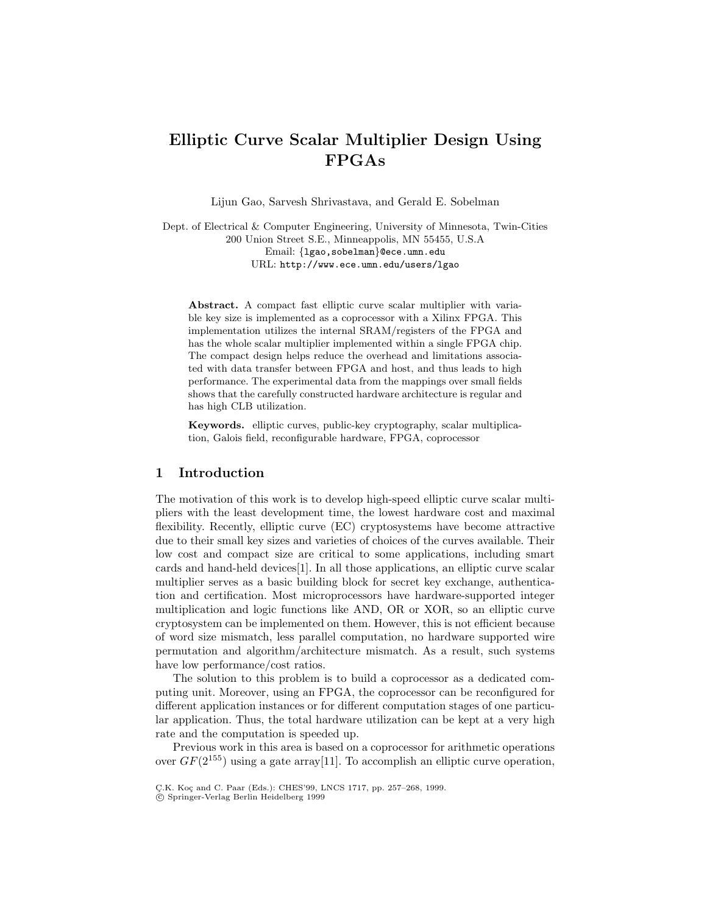# Elliptic Curve Scalar Multiplier Design Using FPGAs

Lijun Gao, Sarvesh Shrivastava, and Gerald E. Sobelman

Dept. of Electrical & Computer Engineering, University of Minnesota, Twin-Cities
200 Union Street S.E., Minneappolis, MN 55455, U.S.A
Email: {lgao,sobelman}@ece.umn.edu
URL: http://www.ece.umn.edu/users/lgao

**Abstract.** A compact fast elliptic curve scalar multiplier with variable key size is implemented as a coprocessor with a Xilinx FPGA. This implementation utilizes the internal SRAM/registers of the FPGA and has the whole scalar multiplier implemented within a single FPGA chip. The compact design helps reduce the overhead and limitations associated with data transfer between FPGA and host, and thus leads to high performance. The experimental data from the mappings over small fields shows that the carefully constructed hardware architecture is regular and has high CLB utilization.

**Keywords.** elliptic curves, public-key cryptography, scalar multiplication, Galois field, reconfigurable hardware, FPGA, coprocessor

## 1 Introduction

The motivation of this work is to develop high-speed elliptic curve scalar multipliers with the least development time, the lowest hardware cost and maximal flexibility. Recently, elliptic curve (EC) cryptosystems have become attractive due to their small key sizes and varieties of choices of the curves available. Their low cost and compact size are critical to some applications, including smart cards and hand-held devices[1]. In all those applications, an elliptic curve scalar multiplier serves as a basic building block for secret key exchange, authentication and certification. Most microprocessors have hardware-supported integer multiplication and logic functions like AND, OR or XOR, so an elliptic curve cryptosystem can be implemented on them. However, this is not efficient because of word size mismatch, less parallel computation, no hardware supported wire permutation and algorithm/architecture mismatch. As a result, such systems have low performance/cost ratios.

The solution to this problem is to build a coprocessor as a dedicated computing unit. Moreover, using an FPGA, the coprocessor can be reconfigured for different application instances or for different computation stages of one particular application. Thus, the total hardware utilization can be kept at a very high rate and the computation is speeded up.

Previous work in this area is based on a coprocessor for arithmetic operations over $GF(2^{155})$ using a gate array[11]. To accomplish an elliptic curve operation,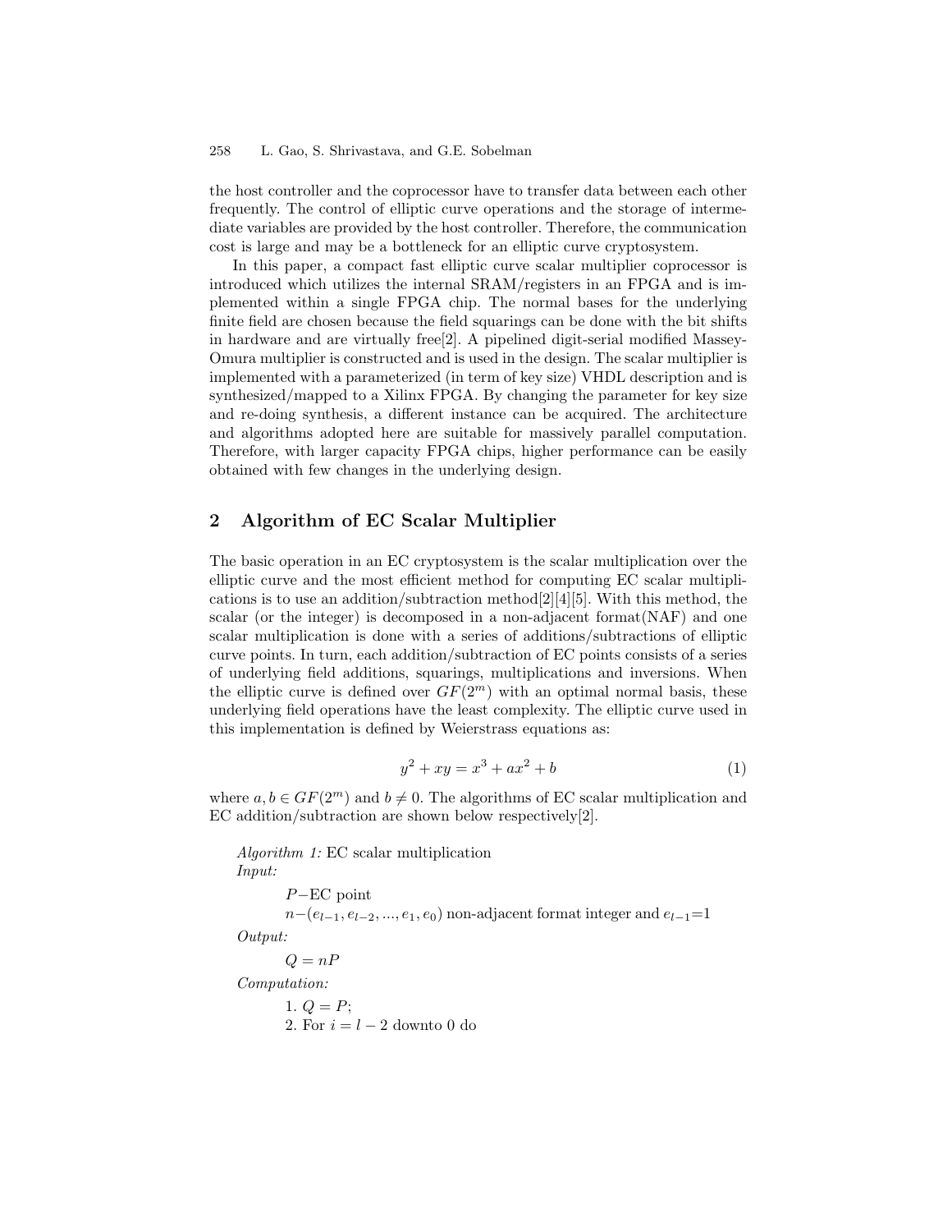the host controller and the coprocessor have to transfer data between each other frequently. The control of elliptic curve operations and the storage of intermediate variables are provided by the host controller. Therefore, the communication cost is large and may be a bottleneck for an elliptic curve cryptosystem.

In this paper, a compact fast elliptic curve scalar multiplier coprocessor is introduced which utilizes the internal SRAM/registers in an FPGA and is implemented within a single FPGA chip. The normal bases for the underlying finite field are chosen because the field squarings can be done with the bit shifts in hardware and are virtually free[2]. A pipelined digit-serial modified Massey-Omura multiplier is constructed and is used in the design. The scalar multiplier is implemented with a parameterized (in term of key size) VHDL description and is synthesized/mapped to a Xilinx FPGA. By changing the parameter for key size and re-doing synthesis, a different instance can be acquired. The architecture and algorithms adopted here are suitable for massively parallel computation. Therefore, with larger capacity FPGA chips, higher performance can be easily obtained with few changes in the underlying design.

## 2 Algorithm of EC Scalar Multiplier

The basic operation in an EC cryptosystem is the scalar multiplication over the elliptic curve and the most efficient method for computing EC scalar multiplications is to use an addition/subtraction method[2][4][5]. With this method, the scalar (or the integer) is decomposed in a non-adjacent format(NAF) and one scalar multiplication is done with a series of additions/subtractions of elliptic curve points. In turn, each addition/subtraction of EC points consists of a series of underlying field additions, squarings, multiplications and inversions. When the elliptic curve is defined over $GF(2^m)$ with an optimal normal basis, these underlying field operations have the least complexity. The elliptic curve used in this implementation is defined by Weierstrass equations as:

$$y^2 + xy = x^3 + ax^2 + b \tag{1}$$

where $a, b \in GF(2^m)$ and $b \neq 0$. The algorithms of EC scalar multiplication and EC addition/subtraction are shown below respectively[2].

*Algorithm 1:* EC scalar multiplication  
*Input:*

$P-$EC point  
$n-(e_{l-1}, e_{l-2}, ..., e_1, e_0)$ non-adjacent format integer and $e_{l-1}$=1

*Output:*

$Q = nP$

*Computation:*

1. $Q = P$;
2. For $i = l - 2$ downto 0 do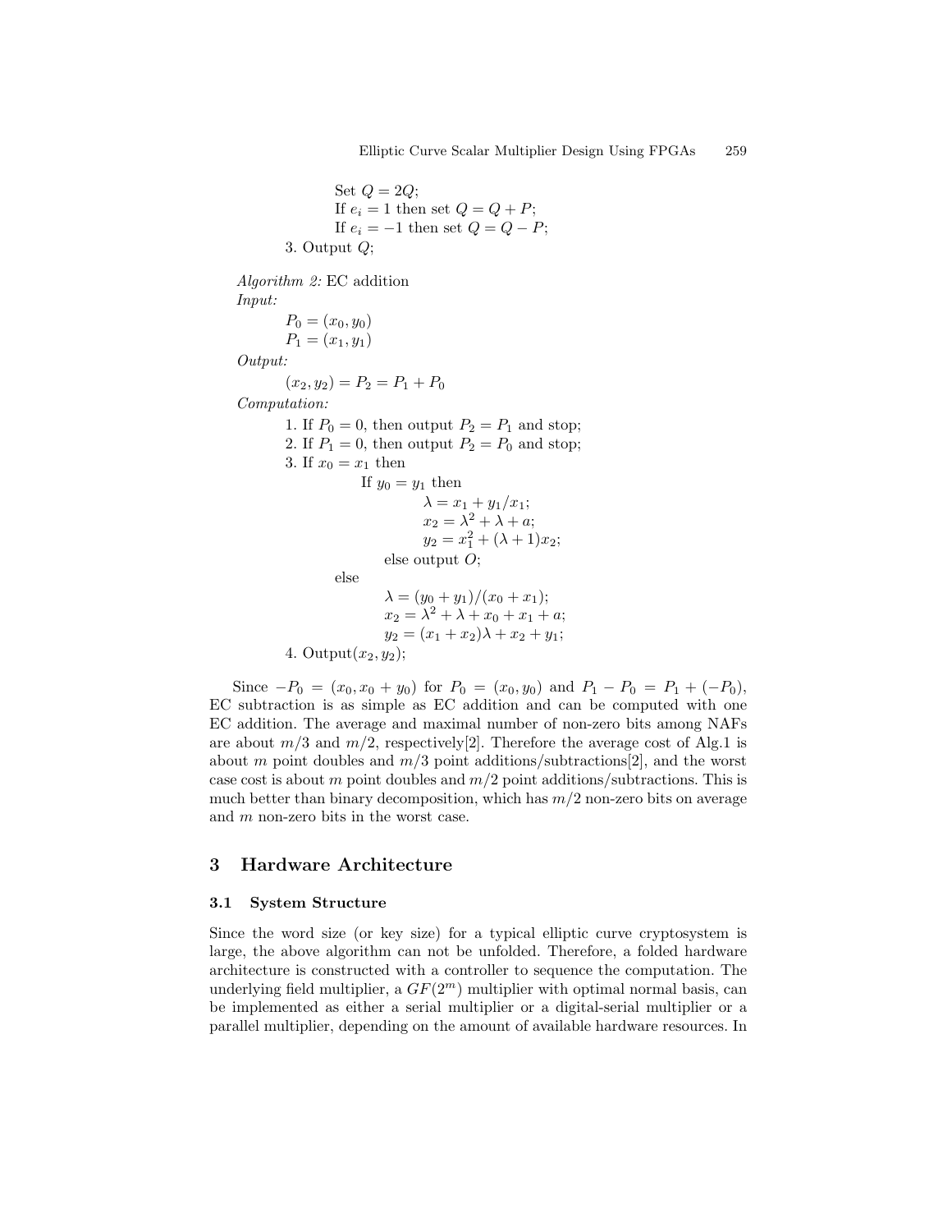Set $Q = 2Q$;
If $e_i = 1$ then set $Q = Q + P$;
If $e_i = -1$ then set $Q = Q - P$;
3. Output $Q$;

*Algorithm 2:* EC addition
*Input:*
$P_0 = (x_0, y_0)$
$P_1 = (x_1, y_1)$
*Output:*
$(x_2, y_2) = P_2 = P_1 + P_0$
*Computation:*
1. If $P_0 = 0$, then output $P_2 = P_1$ and stop;
2. If $P_1 = 0$, then output $P_2 = P_0$ and stop;
3. If $x_0 = x_1$ then
   If $y_0 = y_1$ then
      $\lambda = x_1 + y_1/x_1$;
      $x_2 = \lambda^2 + \lambda + a$;
      $y_2 = x_1^2 + (\lambda + 1)x_2$;
   else output $O$;
else
   $\lambda = (y_0 + y_1)/(x_0 + x_1)$;
   $x_2 = \lambda^2 + \lambda + x_0 + x_1 + a$;
   $y_2 = (x_1 + x_2)\lambda + x_2 + y_1$;
4. Output$(x_2, y_2)$;

Since $-P_0 = (x_0, x_0 + y_0)$ for $P_0 = (x_0, y_0)$ and $P_1 - P_0 = P_1 + (-P_0)$, EC subtraction is as simple as EC addition and can be computed with one EC addition. The average and maximal number of non-zero bits among NAFs are about $m/3$ and $m/2$, respectively[2]. Therefore the average cost of Alg.1 is about $m$ point doubles and $m/3$ point additions/subtractions[2], and the worst case cost is about $m$ point doubles and $m/2$ point additions/subtractions. This is much better than binary decomposition, which has $m/2$ non-zero bits on average and $m$ non-zero bits in the worst case.

## 3 Hardware Architecture

### 3.1 System Structure

Since the word size (or key size) for a typical elliptic curve cryptosystem is large, the above algorithm can not be unfolded. Therefore, a folded hardware architecture is constructed with a controller to sequence the computation. The underlying field multiplier, a $GF(2^m)$ multiplier with optimal normal basis, can be implemented as either a serial multiplier or a digital-serial multiplier or a parallel multiplier, depending on the amount of available hardware resources. In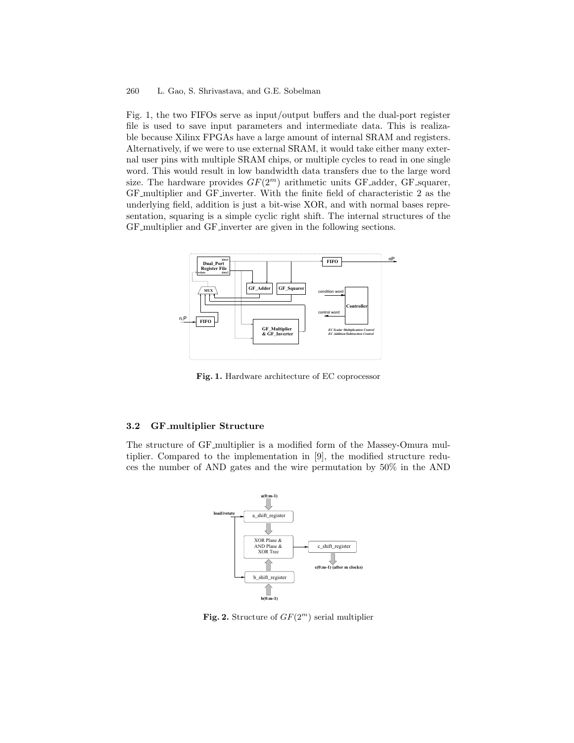Fig. 1, the two FIFOs serve as input/output buffers and the dual-port register file is used to save input parameters and intermediate data. This is realizable because Xilinx FPGAs have a large amount of internal SRAM and registers. Alternatively, if we were to use external SRAM, it would take either many external user pins with multiple SRAM chips, or multiple cycles to read in one single word. This would result in low bandwidth data transfers due to the large word size. The hardware provides $GF(2^m)$ arithmetic units GF_adder, GF_squarer, GF_multiplier and GF_inverter. With the finite field of characteristic 2 as the underlying field, addition is just a bit-wise XOR, and with normal bases representation, squaring is a simple cyclic right shift. The internal structures of the GF_multiplier and GF_inverter are given in the following sections.

**Fig. 1.** Hardware architecture of EC coprocessor

### 3.2 GF_multiplier Structure

The structure of GF_multiplier is a modified form of the Massey-Omura multiplier. Compared to the implementation in [9], the modified structure reduces the number of AND gates and the wire permutation by 50% in the AND

**Fig. 2.** Structure of $GF(2^m)$ serial multiplier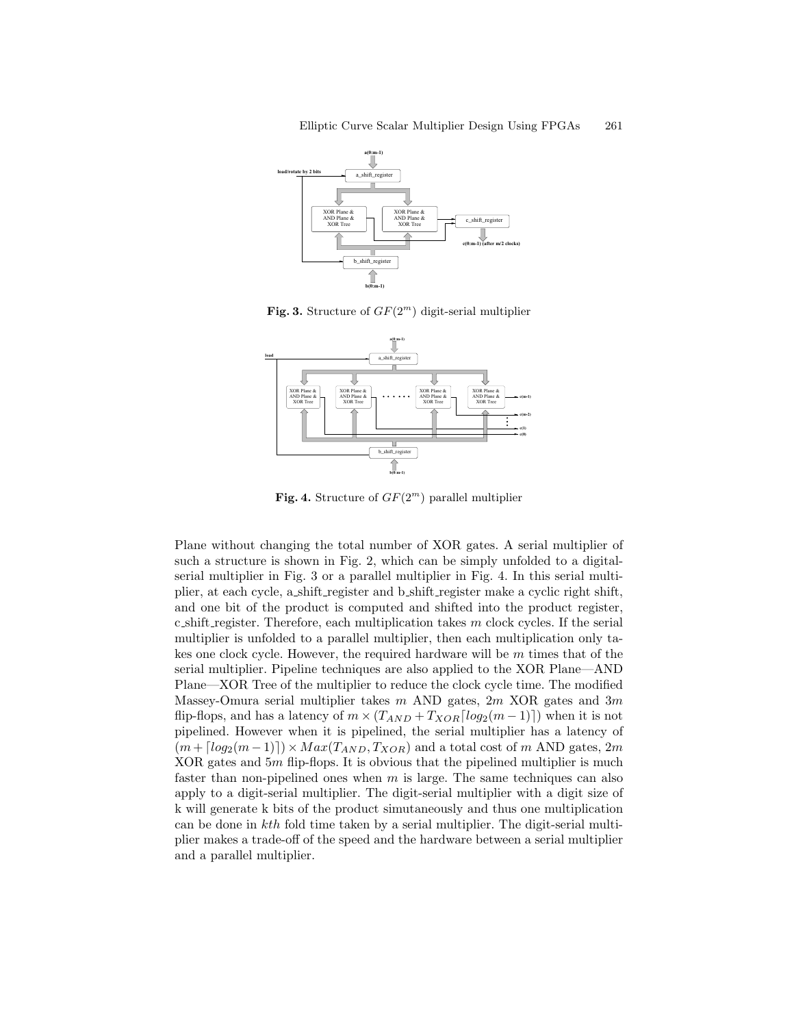**Fig. 3.** Structure of $GF(2^m)$ digit-serial multiplier

**Fig. 4.** Structure of $GF(2^m)$ parallel multiplier

Plane without changing the total number of XOR gates. A serial multiplier of such a structure is shown in Fig. 2, which can be simply unfolded to a digital-serial multiplier in Fig. 3 or a parallel multiplier in Fig. 4. In this serial multiplier, at each cycle, a_shift_register and b_shift_register make a cyclic right shift, and one bit of the product is computed and shifted into the product register, c_shift_register. Therefore, each multiplication takes $m$ clock cycles. If the serial multiplier is unfolded to a parallel multiplier, then each multiplication only takes one clock cycle. However, the required hardware will be $m$ times that of the serial multiplier. Pipeline techniques are also applied to the XOR Plane—AND Plane—XOR Tree of the multiplier to reduce the clock cycle time. The modified Massey-Omura serial multiplier takes $m$ AND gates, $2m$ XOR gates and $3m$ flip-flops, and has a latency of $m \times (T_{AND} + T_{XOR}\lceil log_2(m-1)\rceil)$ when it is not pipelined. However when it is pipelined, the serial multiplier has a latency of $(m + \lceil log_2(m-1)\rceil) \times Max(T_{AND}, T_{XOR})$ and a total cost of $m$ AND gates, $2m$ XOR gates and $5m$ flip-flops. It is obvious that the pipelined multiplier is much faster than non-pipelined ones when $m$ is large. The same techniques can also apply to a digit-serial multiplier. The digit-serial multiplier with a digit size of k will generate k bits of the product simutaneously and thus one multiplication can be done in *kth* fold time taken by a serial multiplier. The digit-serial multiplier makes a trade-off of the speed and the hardware between a serial multiplier and a parallel multiplier.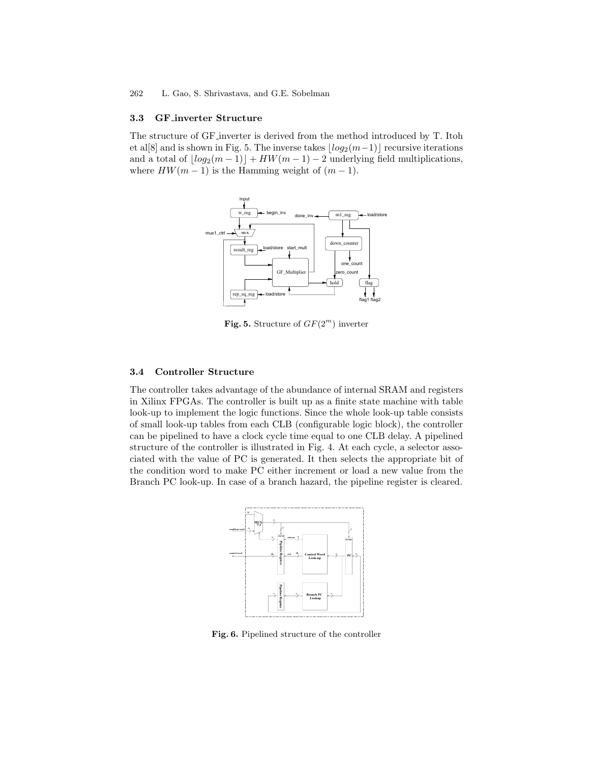### 3.3 GF_inverter Structure

The structure of GF_inverter is derived from the method introduced by T. Itoh et al[8] and is shown in Fig. 5. The inverse takes $\lfloor log_2(m-1) \rfloor$ recursive iterations and a total of $\lfloor log_2(m-1) \rfloor + HW(m-1) - 2$ underlying field multiplications, where $HW(m-1)$ is the Hamming weight of $(m-1)$.

**Fig. 5.** Structure of $GF(2^m)$ inverter

### 3.4 Controller Structure

The controller takes advantage of the abundance of internal SRAM and registers in Xilinx FPGAs. The controller is built up as a finite state machine with table look-up to implement the logic functions. Since the whole look-up table consists of small look-up tables from each CLB (configurable logic block), the controller can be pipelined to have a clock cycle time equal to one CLB delay. A pipelined structure of the controller is illustrated in Fig. 4. At each cycle, a selector associated with the value of PC is generated. It then selects the appropriate bit of the condition word to make PC either increment or load a new value from the Branch PC look-up. In case of a branch hazard, the pipeline register is cleared.

**Fig. 6.** Pipelined structure of the controller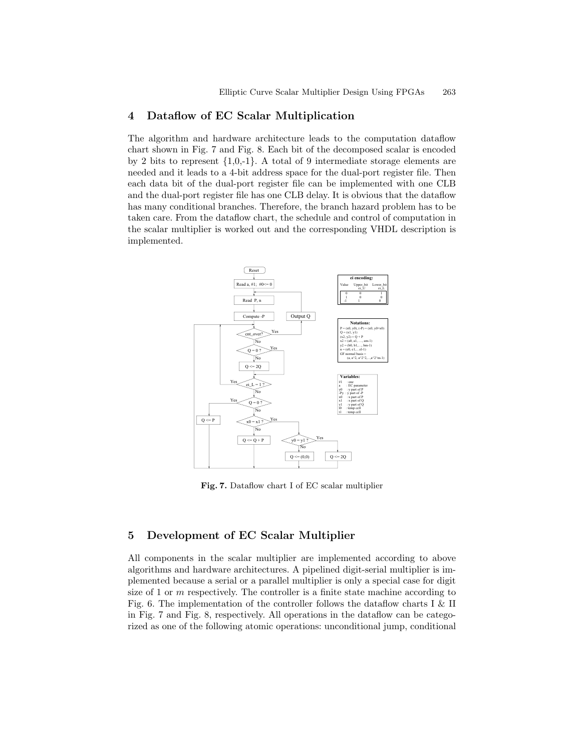## 4 Dataflow of EC Scalar Multiplication

The algorithm and hardware architecture leads to the computation dataflow chart shown in Fig. 7 and Fig. 8. Each bit of the decomposed scalar is encoded by 2 bits to represent {1,0,-1}. A total of 9 intermediate storage elements are needed and it leads to a 4-bit address space for the dual-port register file. Then each data bit of the dual-port register file can be implemented with one CLB and the dual-port register file has one CLB delay. It is obvious that the dataflow has many conditional branches. Therefore, the branch hazard problem has to be taken care. From the dataflow chart, the schedule and control of computation in the scalar multiplier is worked out and the corresponding VHDL description is implemented.

**Fig. 7.** Dataflow chart I of EC scalar multiplier

## 5 Development of EC Scalar Multiplier

All components in the scalar multiplier are implemented according to above algorithms and hardware architectures. A pipelined digit-serial multiplier is implemented because a serial or a parallel multiplier is only a special case for digit size of 1 or $m$ respectively. The controller is a finite state machine according to Fig. 6. The implementation of the controller follows the dataflow charts I & II in Fig. 7 and Fig. 8, respectively. All operations in the dataflow can be categorized as one of the following atomic operations: unconditional jump, conditional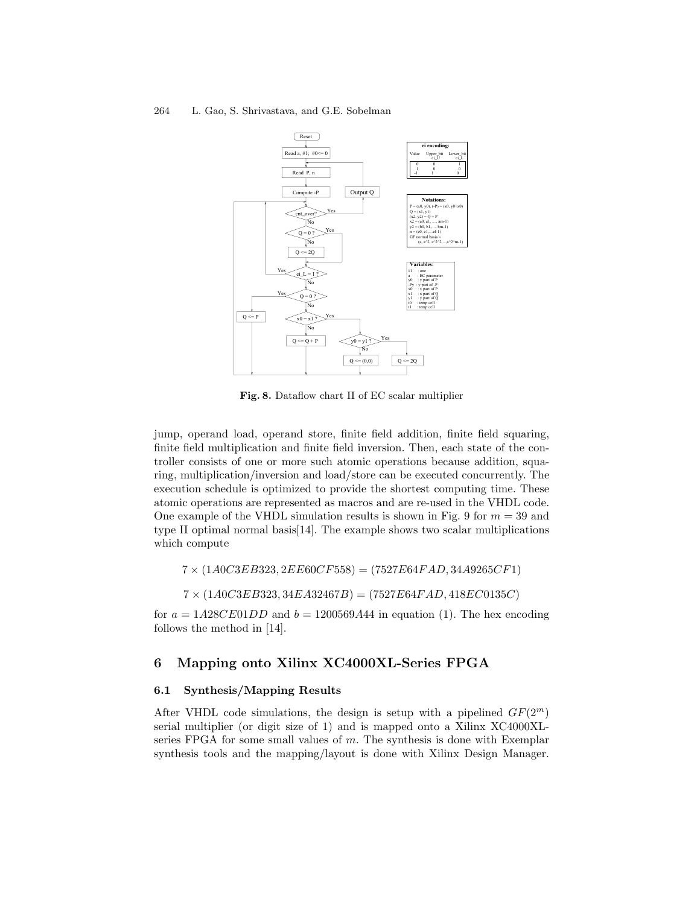**Fig. 8.** Dataflow chart II of EC scalar multiplier

jump, operand load, operand store, finite field addition, finite field squaring, finite field multiplication and finite field inversion. Then, each state of the controller consists of one or more such atomic operations because addition, squaring, multiplication/inversion and load/store can be executed concurrently. The execution schedule is optimized to provide the shortest computing time. These atomic operations are represented as macros and are re-used in the VHDL code. One example of the VHDL simulation results is shown in Fig. 9 for $m = 39$ and type II optimal normal basis[14]. The example shows two scalar multiplications which compute

$$7 \times (1A0C3EB323, 2EE60CF558) = (7527E64FAD, 34A9265CF1)$$

$$7 \times (1A0C3EB323, 34EA32467B) = (7527E64FAD, 418EC0135C)$$

for $a = 1A28CE01DD$ and $b = 1200569A44$ in equation (1). The hex encoding follows the method in [14].

## 6 Mapping onto Xilinx XC4000XL-Series FPGA

### 6.1 Synthesis/Mapping Results

After VHDL code simulations, the design is setup with a pipelined $GF(2^m)$ serial multiplier (or digit size of 1) and is mapped onto a Xilinx XC4000XL-series FPGA for some small values of $m$. The synthesis is done with Exemplar synthesis tools and the mapping/layout is done with Xilinx Design Manager.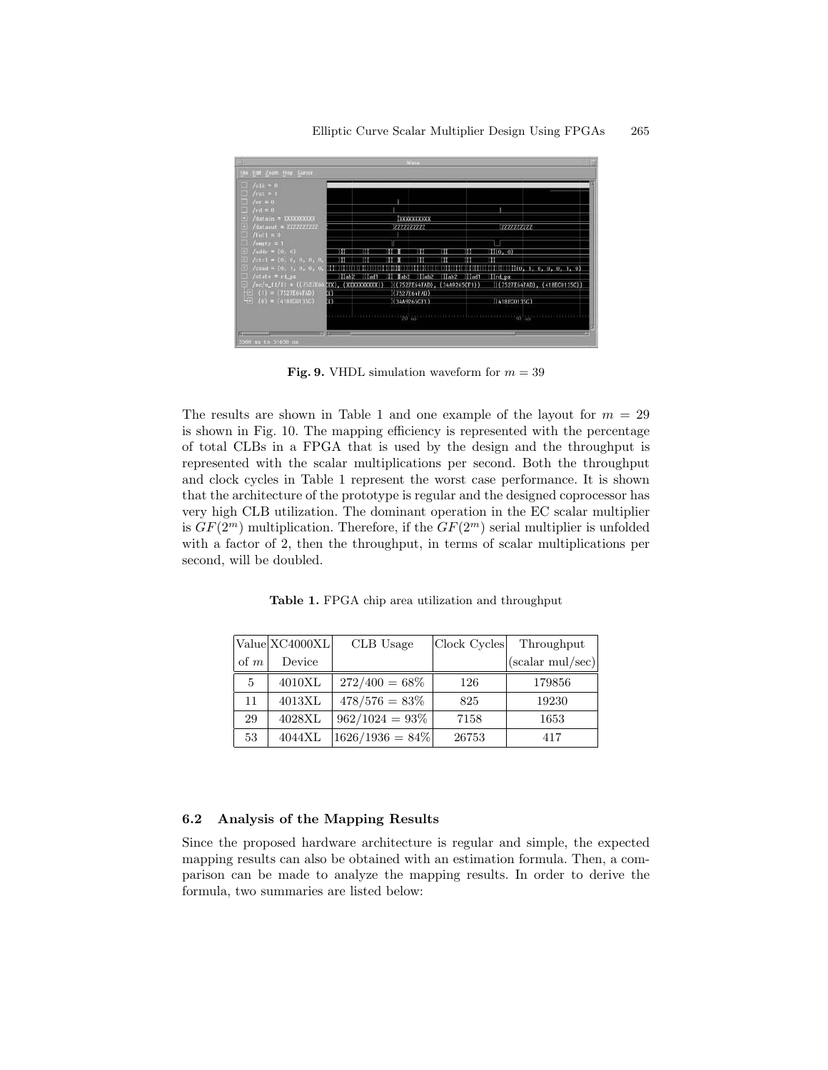Fig. 9. VHDL simulation waveform for $m = 39$

The results are shown in Table 1 and one example of the layout for $m = 29$ is shown in Fig. 10. The mapping efficiency is represented with the percentage of total CLBs in a FPGA that is used by the design and the throughput is represented with the scalar multiplications per second. Both the throughput and clock cycles in Table 1 represent the worst case performance. It is shown that the architecture of the prototype is regular and the designed coprocessor has very high CLB utilization. The dominant operation in the EC scalar multiplier is $GF(2^m)$ multiplication. Therefore, if the $GF(2^m)$ serial multiplier is unfolded with a factor of 2, then the throughput, in terms of scalar multiplications per second, will be doubled.

**Table 1.** FPGA chip area utilization and throughput

| Value of $m$ | XC4000XL Device | CLB Usage | Clock Cycles | Throughput (scalar mul/sec) |
|---|---|---|---|---|
| 5 | 4010XL | $272/400 = 68\%$ | 126 | 179856 |
| 11 | 4013XL | $478/576 = 83\%$ | 825 | 19230 |
| 29 | 4028XL | $962/1024 = 93\%$ | 7158 | 1653 |
| 53 | 4044XL | $1626/1936 = 84\%$ | 26753 | 417 |

### 6.2 Analysis of the Mapping Results

Since the proposed hardware architecture is regular and simple, the expected mapping results can also be obtained with an estimation formula. Then, a comparison can be made to analyze the mapping results. In order to derive the formula, two summaries are listed below: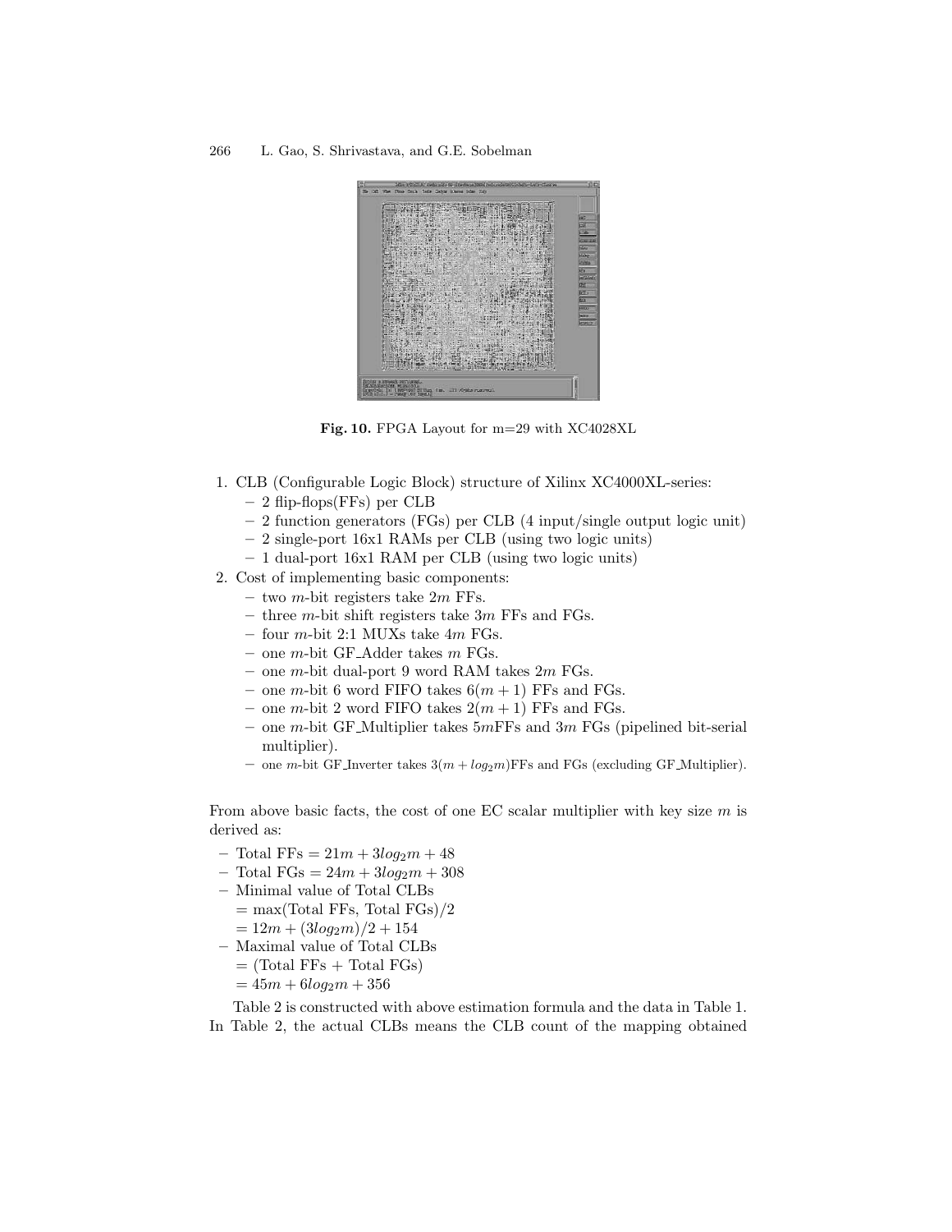Fig. 10. FPGA Layout for m=29 with XC4028XL

1. CLB (Configurable Logic Block) structure of Xilinx XC4000XL-series:
   - 2 flip-flops(FFs) per CLB
   - 2 function generators (FGs) per CLB (4 input/single output logic unit)
   - 2 single-port 16x1 RAMs per CLB (using two logic units)
   - 1 dual-port 16x1 RAM per CLB (using two logic units)
2. Cost of implementing basic components:
   - two $m$-bit registers take $2m$ FFs.
   - three $m$-bit shift registers take $3m$ FFs and FGs.
   - four $m$-bit 2:1 MUXs take $4m$ FGs.
   - one $m$-bit GF_Adder takes $m$ FGs.
   - one $m$-bit dual-port 9 word RAM takes $2m$ FGs.
   - one $m$-bit 6 word FIFO takes $6(m + 1)$ FFs and FGs.
   - one $m$-bit 2 word FIFO takes $2(m + 1)$ FFs and FGs.
   - one $m$-bit GF_Multiplier takes $5m$FFs and $3m$ FGs (pipelined bit-serial multiplier).
   - one $m$-bit GF_Inverter takes $3(m + log_2 m)$FFs and FGs (excluding GF_Multiplier).

From above basic facts, the cost of one EC scalar multiplier with key size $m$ is derived as:

- Total FFs $= 21m + 3log_2 m + 48$
- Total FGs $= 24m + 3log_2 m + 308$
- Minimal value of Total CLBs
  $=$ max(Total FFs, Total FGs)/2
  $= 12m + (3log_2 m)/2 + 154$
- Maximal value of Total CLBs
  $=$ (Total FFs + Total FGs)
  $= 45m + 6log_2 m + 356$

Table 2 is constructed with above estimation formula and the data in Table 1. In Table 2, the actual CLBs means the CLB count of the mapping obtained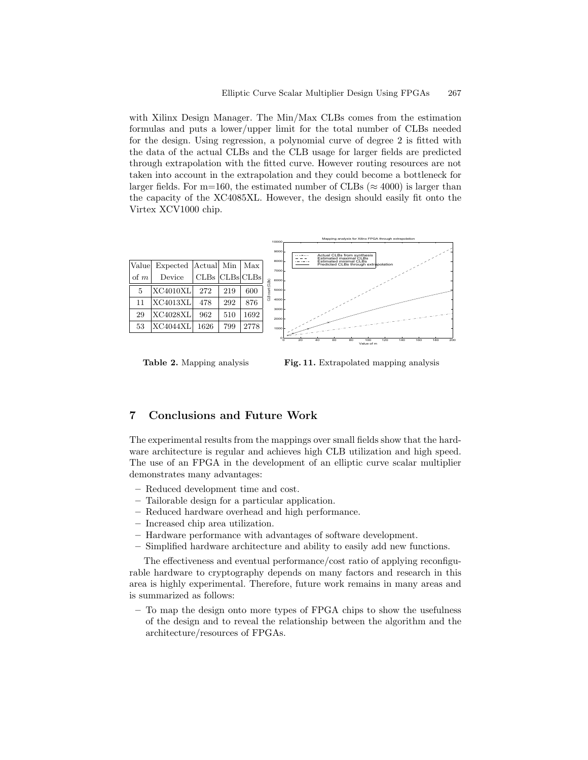with Xilinx Design Manager. The Min/Max CLBs comes from the estimation formulas and puts a lower/upper limit for the total number of CLBs needed for the design. Using regression, a polynomial curve of degree 2 is fitted with the data of the actual CLBs and the CLB usage for larger fields are predicted through extrapolation with the fitted curve. However routing resources are not taken into account in the extrapolation and they could become a bottleneck for larger fields. For m=160, the estimated number of CLBs ($\approx 4000$) is larger than the capacity of the XC4085XL. However, the design should easily fit onto the Virtex XCV1000 chip.

| Value of $m$ | Expected Device | Actual CLBs | Min CLBs | Max CLBs |
|---|---|---|---|---|
| 5 | XC4010XL | 272 | 219 | 600 |
| 11 | XC4013XL | 478 | 292 | 876 |
| 29 | XC4028XL | 962 | 510 | 1692 |
| 53 | XC4044XL | 1626 | 799 | 2778 |

**Table 2.** Mapping analysis

**Fig. 11.** Extrapolated mapping analysis

## 7 Conclusions and Future Work

The experimental results from the mappings over small fields show that the hardware architecture is regular and achieves high CLB utilization and high speed. The use of an FPGA in the development of an elliptic curve scalar multiplier demonstrates many advantages:

- Reduced development time and cost.
- Tailorable design for a particular application.
- Reduced hardware overhead and high performance.
- Increased chip area utilization.
- Hardware performance with advantages of software development.
- Simplified hardware architecture and ability to easily add new functions.

The effectiveness and eventual performance/cost ratio of applying reconfigurable hardware to cryptography depends on many factors and research in this area is highly experimental. Therefore, future work remains in many areas and is summarized as follows:

- To map the design onto more types of FPGA chips to show the usefulness of the design and to reveal the relationship between the algorithm and the architecture/resources of FPGAs.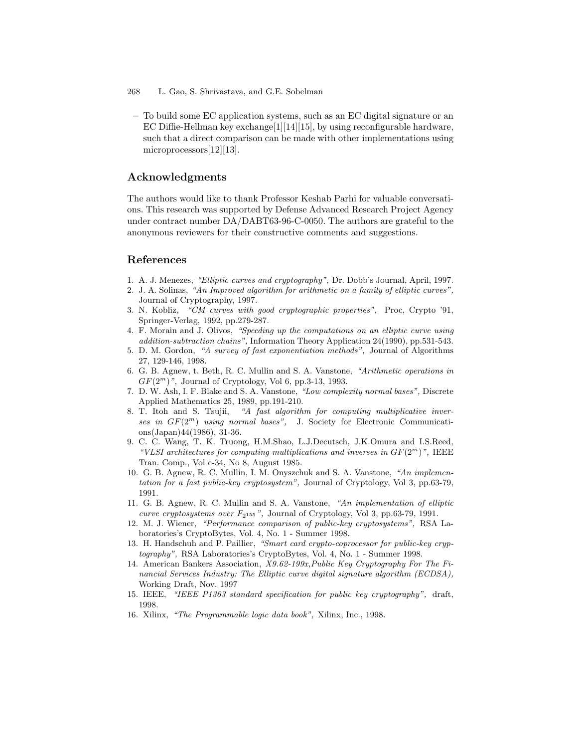– To build some EC application systems, such as an EC digital signature or an EC Diffie-Hellman key exchange[1][14][15], by using reconfigurable hardware, such that a direct comparison can be made with other implementations using microprocessors[12][13].

## Acknowledgments

The authors would like to thank Professor Keshab Parhi for valuable conversations. This research was supported by Defense Advanced Research Project Agency under contract number DA/DABT63-96-C-0050. The authors are grateful to the anonymous reviewers for their constructive comments and suggestions.

## References

1. A. J. Menezes, *"Elliptic curves and cryptography"*, Dr. Dobb's Journal, April, 1997.
2. J. A. Solinas, *"An Improved algorithm for arithmetic on a family of elliptic curves"*, Journal of Cryptography, 1997.
3. N. Kobliz, *"CM curves with good cryptographic properties"*, Proc, Crypto '91, Springer-Verlag, 1992, pp.279-287.
4. F. Morain and J. Olivos, *"Speeding up the computations on an elliptic curve using addition-subtraction chains"*, Information Theory Application 24(1990), pp.531-543.
5. D. M. Gordon, *"A survey of fast exponentiation methods"*, Journal of Algorithms 27, 129-146, 1998.
6. G. B. Agnew, t. Beth, R. C. Mullin and S. A. Vanstone, *"Arithmetic operations in $GF(2^m)$"*, Journal of Cryptology, Vol 6, pp.3-13, 1993.
7. D. W. Ash, I. F. Blake and S. A. Vanstone, *"Low complexity normal bases"*, Discrete Applied Mathematics 25, 1989, pp.191-210.
8. T. Itoh and S. Tsujii, *"A fast algorithm for computing multiplicative inverses in $GF(2^m)$ using normal bases"*, J. Society for Electronic Communications(Japan)44(1986), 31-36.
9. C. C. Wang, T. K. Truong, H.M.Shao, L.J.Decutsch, J.K.Omura and I.S.Reed, *"VLSI architectures for computing multiplications and inverses in $GF(2^m)$"*, IEEE Tran. Comp., Vol c-34, No 8, August 1985.
10. G. B. Agnew, R. C. Mullin, I. M. Onyszchuk and S. A. Vanstone, *"An implementation for a fast public-key cryptosystem"*, Journal of Cryptology, Vol 3, pp.63-79, 1991.
11. G. B. Agnew, R. C. Mullin and S. A. Vanstone, *"An implementation of elliptic curve cryptosystems over $F_{2^{155}}$"*, Journal of Cryptology, Vol 3, pp.63-79, 1991.
12. M. J. Wiener, *"Performance comparison of public-key cryptosystems"*, RSA Laboratories's CryptoBytes, Vol. 4, No. 1 - Summer 1998.
13. H. Handschuh and P. Paillier, *"Smart card crypto-coprocessor for public-key cryptography"*, RSA Laboratories's CryptoBytes, Vol. 4, No. 1 - Summer 1998.
14. American Bankers Association, *X9.62-199x,Public Key Cryptography For The Financial Services Industry: The Elliptic curve digital signature algorithm (ECDSA)*, Working Draft, Nov. 1997
15. IEEE, *"IEEE P1363 standard specification for public key cryptography"*, draft, 1998.
16. Xilinx, *"The Programmable logic data book"*, Xilinx, Inc., 1998.